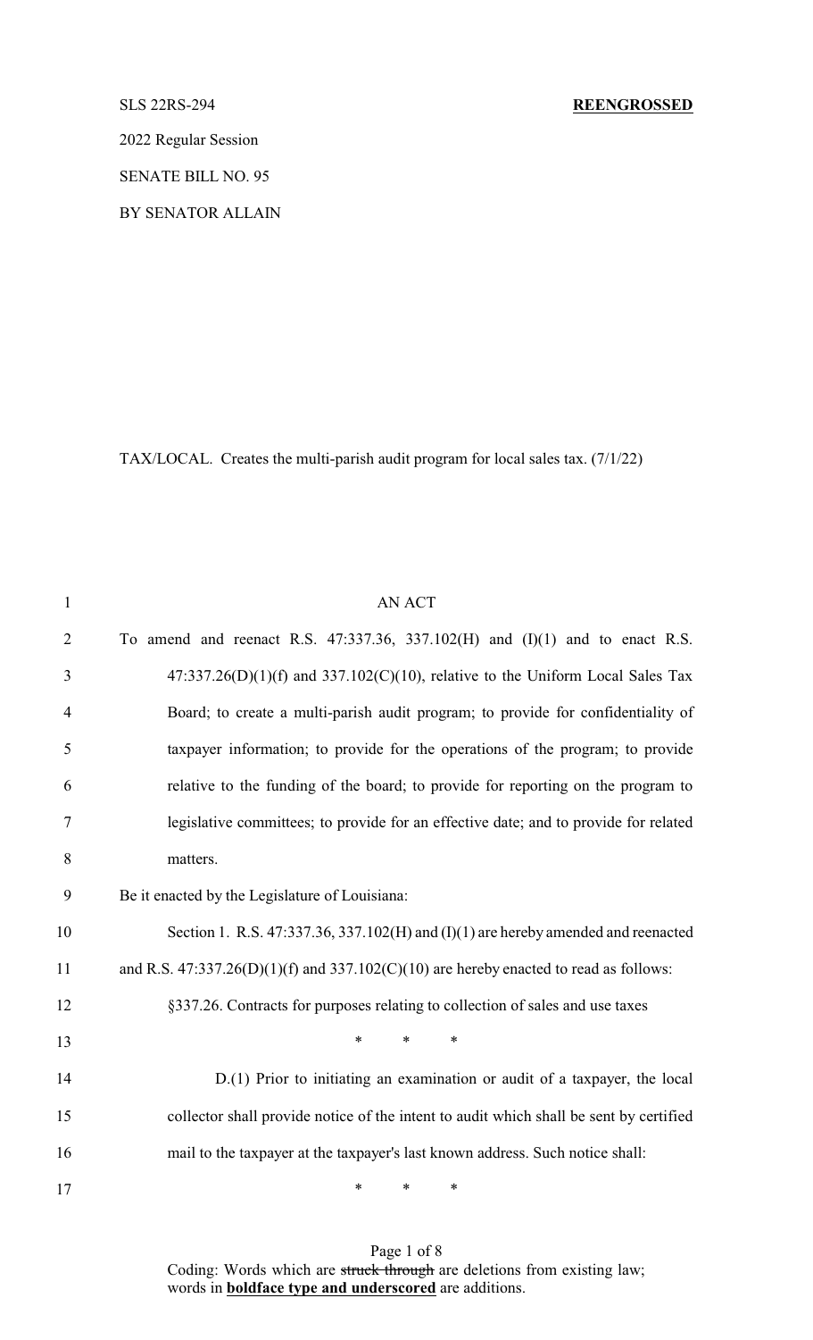SLS 22RS-294 **REENGROSSED**

2022 Regular Session

SENATE BILL NO. 95

BY SENATOR ALLAIN

TAX/LOCAL. Creates the multi-parish audit program for local sales tax. (7/1/22)

AN ACT

To amend and reenact R.S. 47:337.36, 337.102(H) and (I)(1) and to enact R.S. 47:337.26(D)(1)(f) and 337.102(C)(10), relative to the Uniform Local Sales Tax Board; to create a multi-parish audit program; to provide for confidentiality of taxpayer information; to provide for the operations of the program; to provide relative to the funding of the board; to provide for reporting on the program to legislative committees; to provide for an effective date; and to provide for related matters.

Be it enacted by the Legislature of Louisiana:

Section 1. R.S. 47:337.36, 337.102(H) and (I)(1) are hereby amended and reenacted and R.S. 47:337.26(D)(1)(f) and 337.102(C)(10) are hereby enacted to read as follows:

§337.26. Contracts for purposes relating to collection of sales and use taxes

\* \* \*

D.(1) Prior to initiating an examination or audit of a taxpayer, the local collector shall provide notice of the intent to audit which shall be sent by certified mail to the taxpayer at the taxpayer's last known address. Such notice shall:

\* \* \*

Coding: Words which are ~~struck through~~ are deletions from existing law; words in **boldface type and underscored** are additions.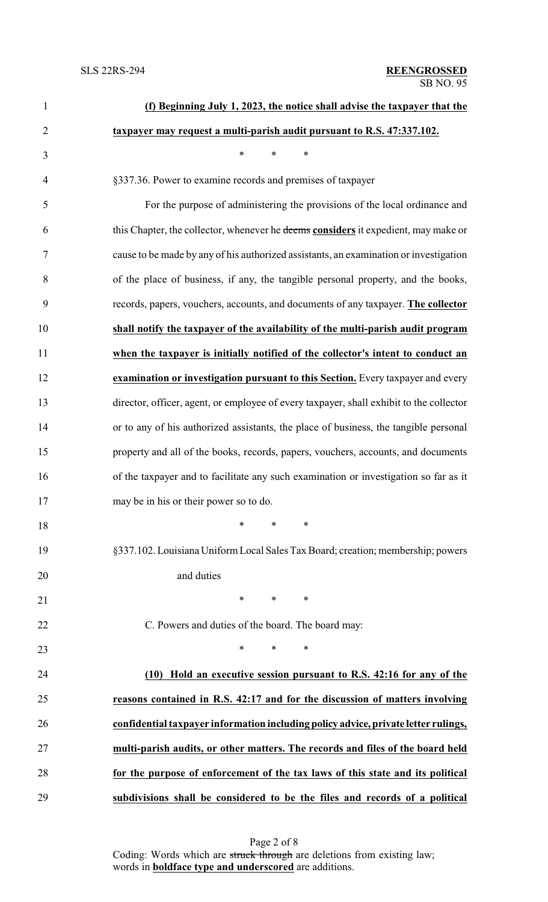**(f) Beginning July 1, 2023, the notice shall advise the taxpayer that the taxpayer may request a multi-parish audit pursuant to R.S. 47:337.102.**

\* \* \*

§337.36. Power to examine records and premises of taxpayer

For the purpose of administering the provisions of the local ordinance and this Chapter, the collector, whenever he ~~deems~~ **considers** it expedient, may make or cause to be made by any of his authorized assistants, an examination or investigation of the place of business, if any, the tangible personal property, and the books, records, papers, vouchers, accounts, and documents of any taxpayer. **The collector shall notify the taxpayer of the availability of the multi-parish audit program when the taxpayer is initially notified of the collector's intent to conduct an examination or investigation pursuant to this Section.** Every taxpayer and every director, officer, agent, or employee of every taxpayer, shall exhibit to the collector or to any of his authorized assistants, the place of business, the tangible personal property and all of the books, records, papers, vouchers, accounts, and documents of the taxpayer and to facilitate any such examination or investigation so far as it may be in his or their power so to do.

\* \* \*

§337.102. Louisiana Uniform Local Sales Tax Board; creation; membership; powers and duties

\* \* \*

C. Powers and duties of the board. The board may:

\* \* \*

**(10) Hold an executive session pursuant to R.S. 42:16 for any of the reasons contained in R.S. 42:17 and for the discussion of matters involving confidential taxpayer information including policy advice, private letter rulings, multi-parish audits, or other matters. The records and files of the board held for the purpose of enforcement of the tax laws of this state and its political subdivisions shall be considered to be the files and records of a political**

Coding: Words which are ~~struck through~~ are deletions from existing law; words in **boldface type and underscored** are additions.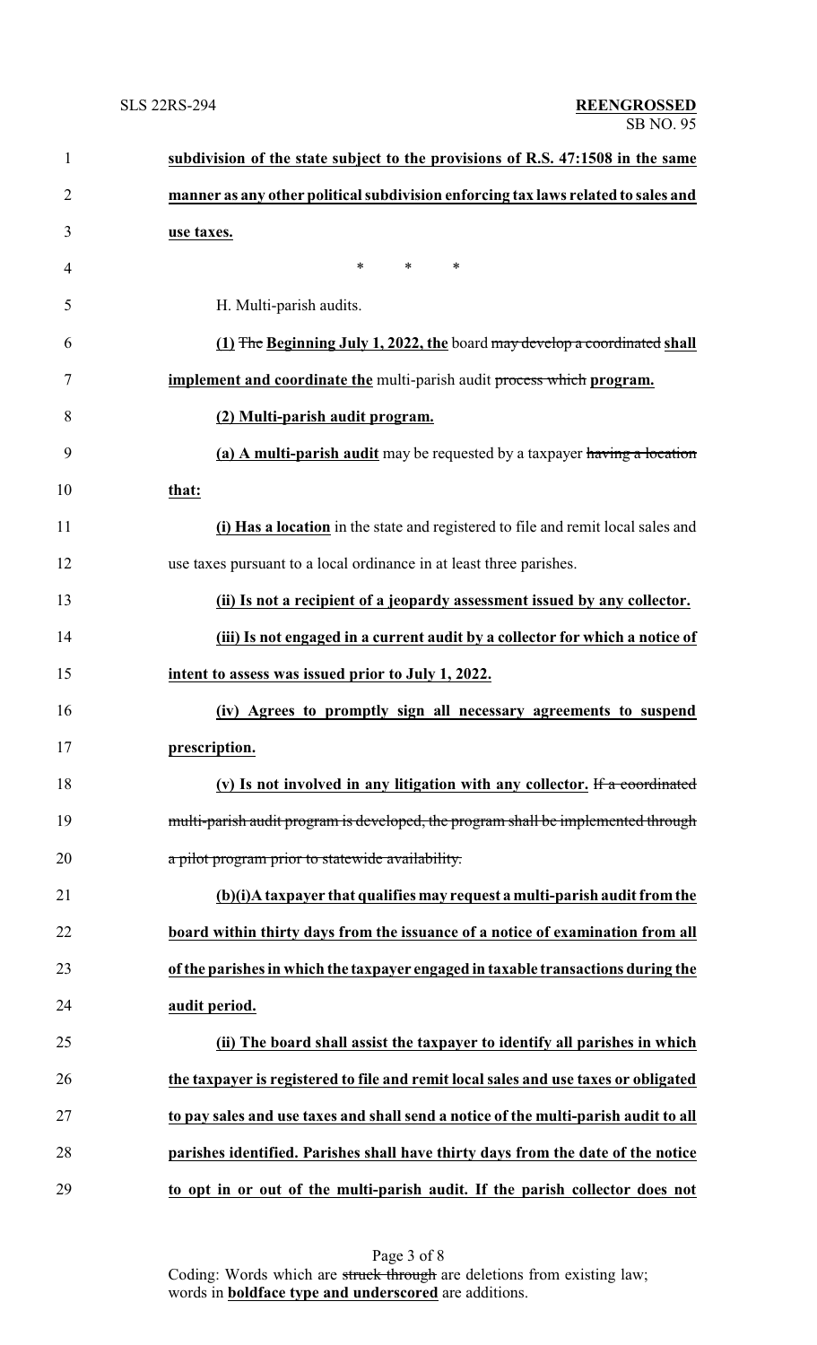**subdivision of the state subject to the provisions of R.S. 47:1508 in the same manner as any other political subdivision enforcing tax laws related to sales and use taxes.**

\* \* \*

H. Multi-parish audits.

**(1)** ~~The~~ **Beginning July 1, 2022, the** board ~~may develop a coordinated~~ **shall implement and coordinate the** multi-parish audit ~~process which~~ **program.**

**(2) Multi-parish audit program.**

**(a) A multi-parish audit** may be requested by a taxpayer ~~having a location~~ **that:**

**(i) Has a location** in the state and registered to file and remit local sales and use taxes pursuant to a local ordinance in at least three parishes.

**(ii) Is not a recipient of a jeopardy assessment issued by any collector.**

**(iii) Is not engaged in a current audit by a collector for which a notice of intent to assess was issued prior to July 1, 2022.**

**(iv) Agrees to promptly sign all necessary agreements to suspend prescription.**

**(v) Is not involved in any litigation with any collector.** ~~If a coordinated multi-parish audit program is developed, the program shall be implemented through a pilot program prior to statewide availability.~~

**(b)(i)A taxpayer that qualifies may request a multi-parish audit from the board within thirty days from the issuance of a notice of examination from all of the parishes in which the taxpayer engaged in taxable transactions during the audit period.**

**(ii) The board shall assist the taxpayer to identify all parishes in which the taxpayer is registered to file and remit local sales and use taxes or obligated to pay sales and use taxes and shall send a notice of the multi-parish audit to all parishes identified. Parishes shall have thirty days from the date of the notice to opt in or out of the multi-parish audit. If the parish collector does not**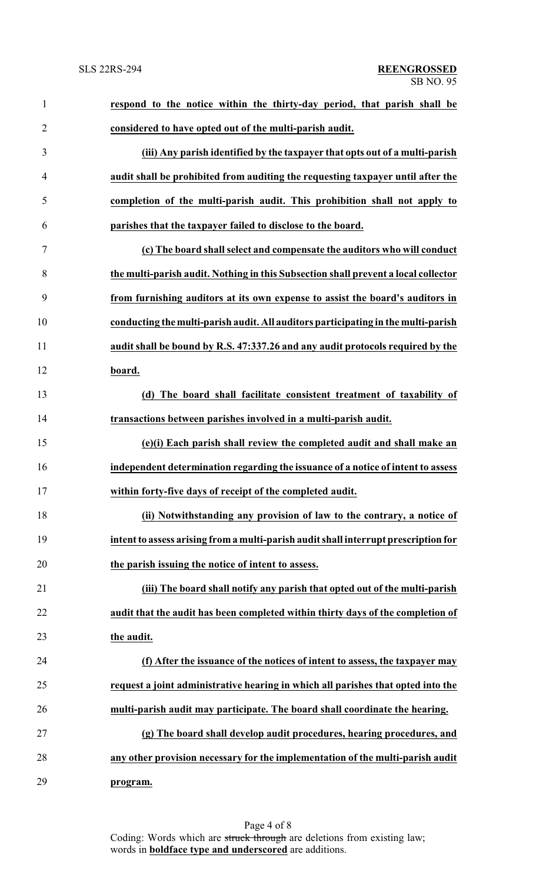**respond to the notice within the thirty-day period, that parish shall be considered to have opted out of the multi-parish audit.**

**(iii) Any parish identified by the taxpayer that opts out of a multi-parish audit shall be prohibited from auditing the requesting taxpayer until after the completion of the multi-parish audit. This prohibition shall not apply to parishes that the taxpayer failed to disclose to the board.**

**(c) The board shall select and compensate the auditors who will conduct the multi-parish audit. Nothing in this Subsection shall prevent a local collector from furnishing auditors at its own expense to assist the board's auditors in conducting the multi-parish audit. All auditors participating in the multi-parish audit shall be bound by R.S. 47:337.26 and any audit protocols required by the board.**

**(d) The board shall facilitate consistent treatment of taxability of transactions between parishes involved in a multi-parish audit.**

**(e)(i) Each parish shall review the completed audit and shall make an independent determination regarding the issuance of a notice of intent to assess within forty-five days of receipt of the completed audit.**

**(ii) Notwithstanding any provision of law to the contrary, a notice of intent to assess arising from a multi-parish audit shall interrupt prescription for the parish issuing the notice of intent to assess.**

**(iii) The board shall notify any parish that opted out of the multi-parish audit that the audit has been completed within thirty days of the completion of the audit.**

**(f) After the issuance of the notices of intent to assess, the taxpayer may request a joint administrative hearing in which all parishes that opted into the multi-parish audit may participate. The board shall coordinate the hearing.**

**(g) The board shall develop audit procedures, hearing procedures, and any other provision necessary for the implementation of the multi-parish audit program.**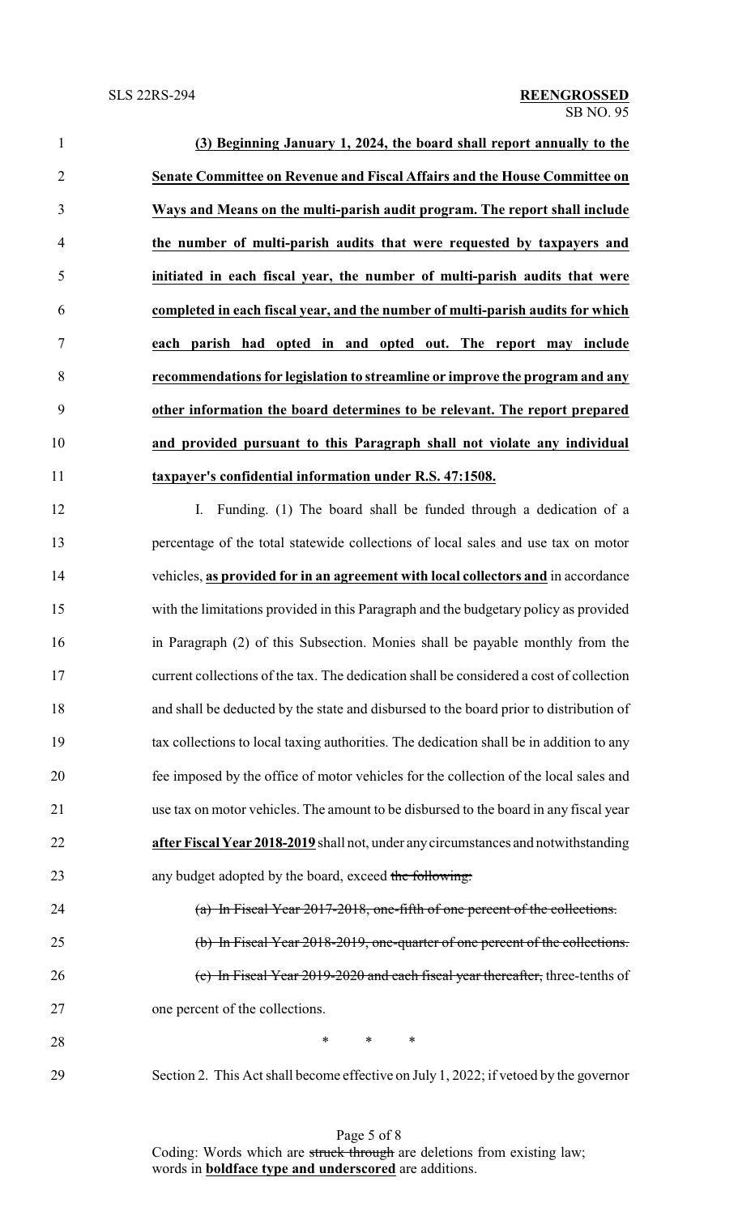**(3) Beginning January 1, 2024, the board shall report annually to the Senate Committee on Revenue and Fiscal Affairs and the House Committee on Ways and Means on the multi-parish audit program. The report shall include the number of multi-parish audits that were requested by taxpayers and initiated in each fiscal year, the number of multi-parish audits that were completed in each fiscal year, and the number of multi-parish audits for which each parish had opted in and opted out. The report may include recommendations for legislation to streamline or improve the program and any other information the board determines to be relevant. The report prepared and provided pursuant to this Paragraph shall not violate any individual taxpayer's confidential information under R.S. 47:1508.**

I. Funding. (1) The board shall be funded through a dedication of a percentage of the total statewide collections of local sales and use tax on motor vehicles, **as provided for in an agreement with local collectors and** in accordance with the limitations provided in this Paragraph and the budgetary policy as provided in Paragraph (2) of this Subsection. Monies shall be payable monthly from the current collections of the tax. The dedication shall be considered a cost of collection and shall be deducted by the state and disbursed to the board prior to distribution of tax collections to local taxing authorities. The dedication shall be in addition to any fee imposed by the office of motor vehicles for the collection of the local sales and use tax on motor vehicles. The amount to be disbursed to the board in any fiscal year **after Fiscal Year 2018-2019** shall not, under any circumstances and notwithstanding any budget adopted by the board, exceed ~~the following:~~

~~(a) In Fiscal Year 2017-2018, one-fifth of one percent of the collections.~~

~~(b) In Fiscal Year 2018-2019, one-quarter of one percent of the collections.~~

~~(c) In Fiscal Year 2019-2020 and each fiscal year thereafter,~~ three-tenths of one percent of the collections.

\* \* \*

Section 2. This Act shall become effective on July 1, 2022; if vetoed by the governor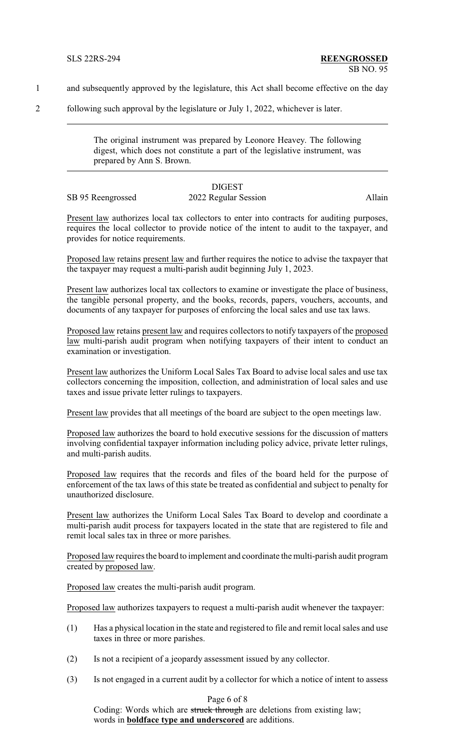and subsequently approved by the legislature, this Act shall become effective on the day following such approval by the legislature or July 1, 2022, whichever is later.

---

The original instrument was prepared by Leonore Heavey. The following digest, which does not constitute a part of the legislative instrument, was prepared by Ann S. Brown.

---

DIGEST

SB 95 Reengrossed 2022 Regular Session Allain

Present law authorizes local tax collectors to enter into contracts for auditing purposes, requires the local collector to provide notice of the intent to audit to the taxpayer, and provides for notice requirements.

Proposed law retains present law and further requires the notice to advise the taxpayer that the taxpayer may request a multi-parish audit beginning July 1, 2023.

Present law authorizes local tax collectors to examine or investigate the place of business, the tangible personal property, and the books, records, papers, vouchers, accounts, and documents of any taxpayer for purposes of enforcing the local sales and use tax laws.

Proposed law retains present law and requires collectors to notify taxpayers of the proposed law multi-parish audit program when notifying taxpayers of their intent to conduct an examination or investigation.

Present law authorizes the Uniform Local Sales Tax Board to advise local sales and use tax collectors concerning the imposition, collection, and administration of local sales and use taxes and issue private letter rulings to taxpayers.

Present law provides that all meetings of the board are subject to the open meetings law.

Proposed law authorizes the board to hold executive sessions for the discussion of matters involving confidential taxpayer information including policy advice, private letter rulings, and multi-parish audits.

Proposed law requires that the records and files of the board held for the purpose of enforcement of the tax laws of this state be treated as confidential and subject to penalty for unauthorized disclosure.

Present law authorizes the Uniform Local Sales Tax Board to develop and coordinate a multi-parish audit process for taxpayers located in the state that are registered to file and remit local sales tax in three or more parishes.

Proposed law requires the board to implement and coordinate the multi-parish audit program created by proposed law.

Proposed law creates the multi-parish audit program.

Proposed law authorizes taxpayers to request a multi-parish audit whenever the taxpayer:

(1) Has a physical location in the state and registered to file and remit local sales and use taxes in three or more parishes.

(2) Is not a recipient of a jeopardy assessment issued by any collector.

(3) Is not engaged in a current audit by a collector for which a notice of intent to assess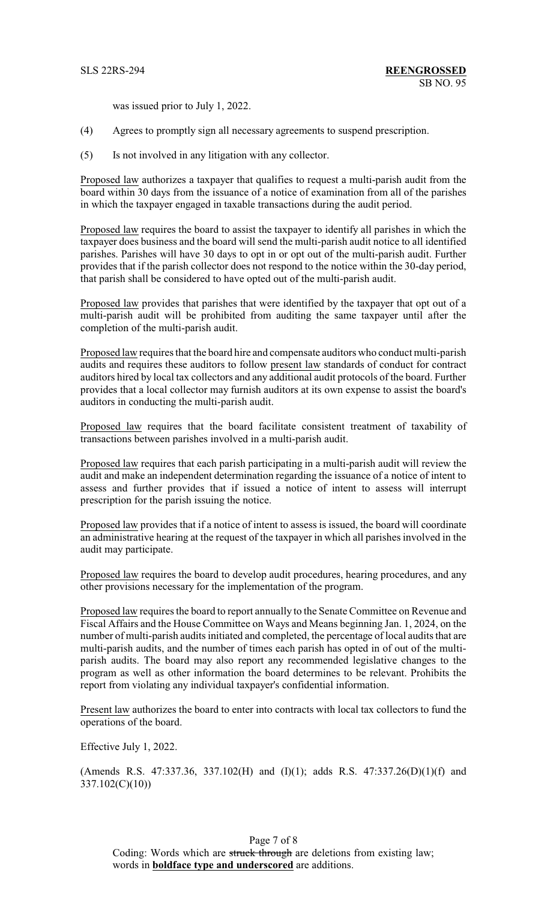was issued prior to July 1, 2022.

(4) Agrees to promptly sign all necessary agreements to suspend prescription.

(5) Is not involved in any litigation with any collector.

Proposed law authorizes a taxpayer that qualifies to request a multi-parish audit from the board within 30 days from the issuance of a notice of examination from all of the parishes in which the taxpayer engaged in taxable transactions during the audit period.

Proposed law requires the board to assist the taxpayer to identify all parishes in which the taxpayer does business and the board will send the multi-parish audit notice to all identified parishes. Parishes will have 30 days to opt in or opt out of the multi-parish audit. Further provides that if the parish collector does not respond to the notice within the 30-day period, that parish shall be considered to have opted out of the multi-parish audit.

Proposed law provides that parishes that were identified by the taxpayer that opt out of a multi-parish audit will be prohibited from auditing the same taxpayer until after the completion of the multi-parish audit.

Proposed law requires that the board hire and compensate auditors who conduct multi-parish audits and requires these auditors to follow present law standards of conduct for contract auditors hired by local tax collectors and any additional audit protocols of the board. Further provides that a local collector may furnish auditors at its own expense to assist the board's auditors in conducting the multi-parish audit.

Proposed law requires that the board facilitate consistent treatment of taxability of transactions between parishes involved in a multi-parish audit.

Proposed law requires that each parish participating in a multi-parish audit will review the audit and make an independent determination regarding the issuance of a notice of intent to assess and further provides that if issued a notice of intent to assess will interrupt prescription for the parish issuing the notice.

Proposed law provides that if a notice of intent to assess is issued, the board will coordinate an administrative hearing at the request of the taxpayer in which all parishes involved in the audit may participate.

Proposed law requires the board to develop audit procedures, hearing procedures, and any other provisions necessary for the implementation of the program.

Proposed law requires the board to report annually to the Senate Committee on Revenue and Fiscal Affairs and the House Committee on Ways and Means beginning Jan. 1, 2024, on the number of multi-parish audits initiated and completed, the percentage of local audits that are multi-parish audits, and the number of times each parish has opted in of out of the multi-parish audits. The board may also report any recommended legislative changes to the program as well as other information the board determines to be relevant. Prohibits the report from violating any individual taxpayer's confidential information.

Present law authorizes the board to enter into contracts with local tax collectors to fund the operations of the board.

Effective July 1, 2022.

(Amends R.S. 47:337.36, 337.102(H) and (I)(1); adds R.S. 47:337.26(D)(1)(f) and 337.102(C)(10))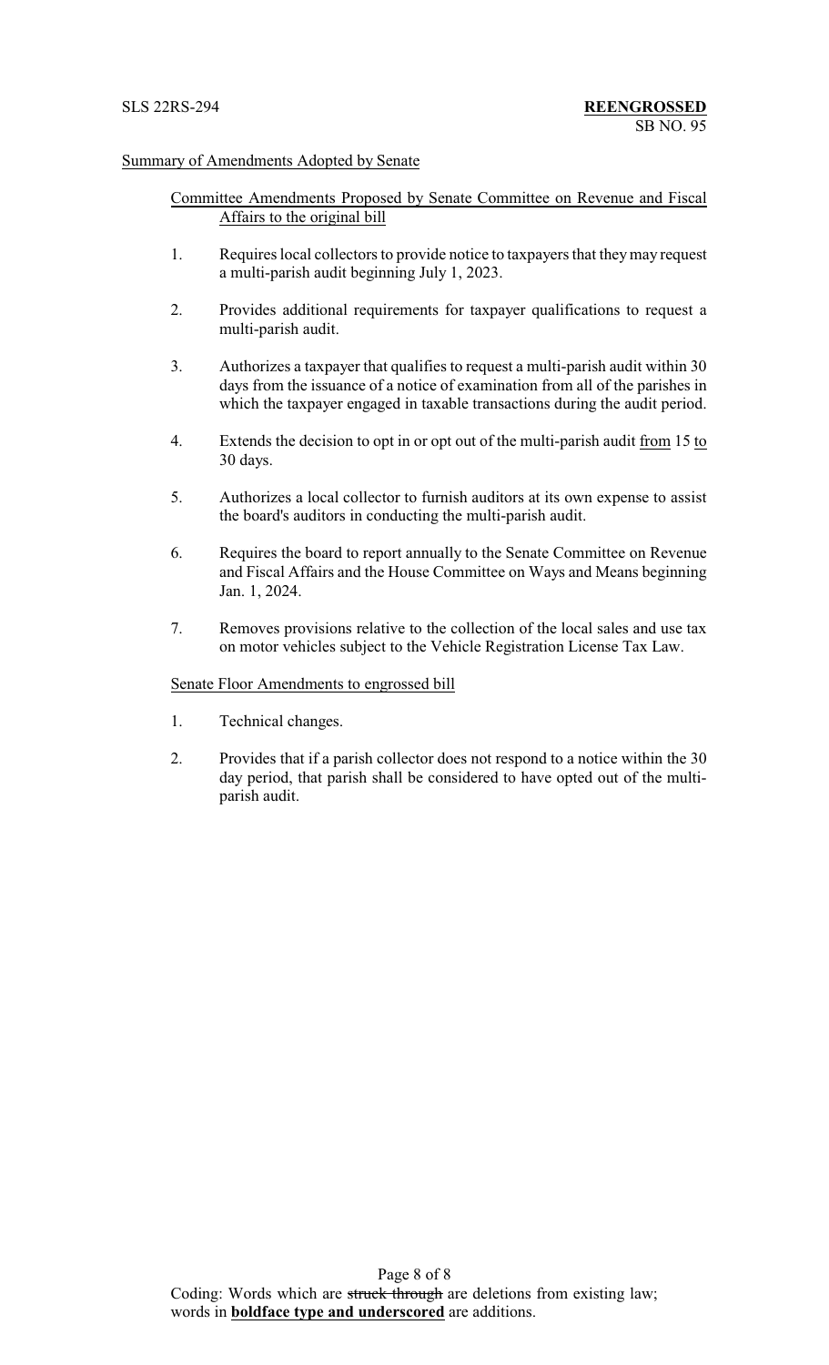Summary of Amendments Adopted by Senate

Committee Amendments Proposed by Senate Committee on Revenue and Fiscal Affairs to the original bill

1. Requires local collectors to provide notice to taxpayers that they may request a multi-parish audit beginning July 1, 2023.

2. Provides additional requirements for taxpayer qualifications to request a multi-parish audit.

3. Authorizes a taxpayer that qualifies to request a multi-parish audit within 30 days from the issuance of a notice of examination from all of the parishes in which the taxpayer engaged in taxable transactions during the audit period.

4. Extends the decision to opt in or opt out of the multi-parish audit from 15 to 30 days.

5. Authorizes a local collector to furnish auditors at its own expense to assist the board's auditors in conducting the multi-parish audit.

6. Requires the board to report annually to the Senate Committee on Revenue and Fiscal Affairs and the House Committee on Ways and Means beginning Jan. 1, 2024.

7. Removes provisions relative to the collection of the local sales and use tax on motor vehicles subject to the Vehicle Registration License Tax Law.

Senate Floor Amendments to engrossed bill

1. Technical changes.

2. Provides that if a parish collector does not respond to a notice within the 30 day period, that parish shall be considered to have opted out of the multi-parish audit.